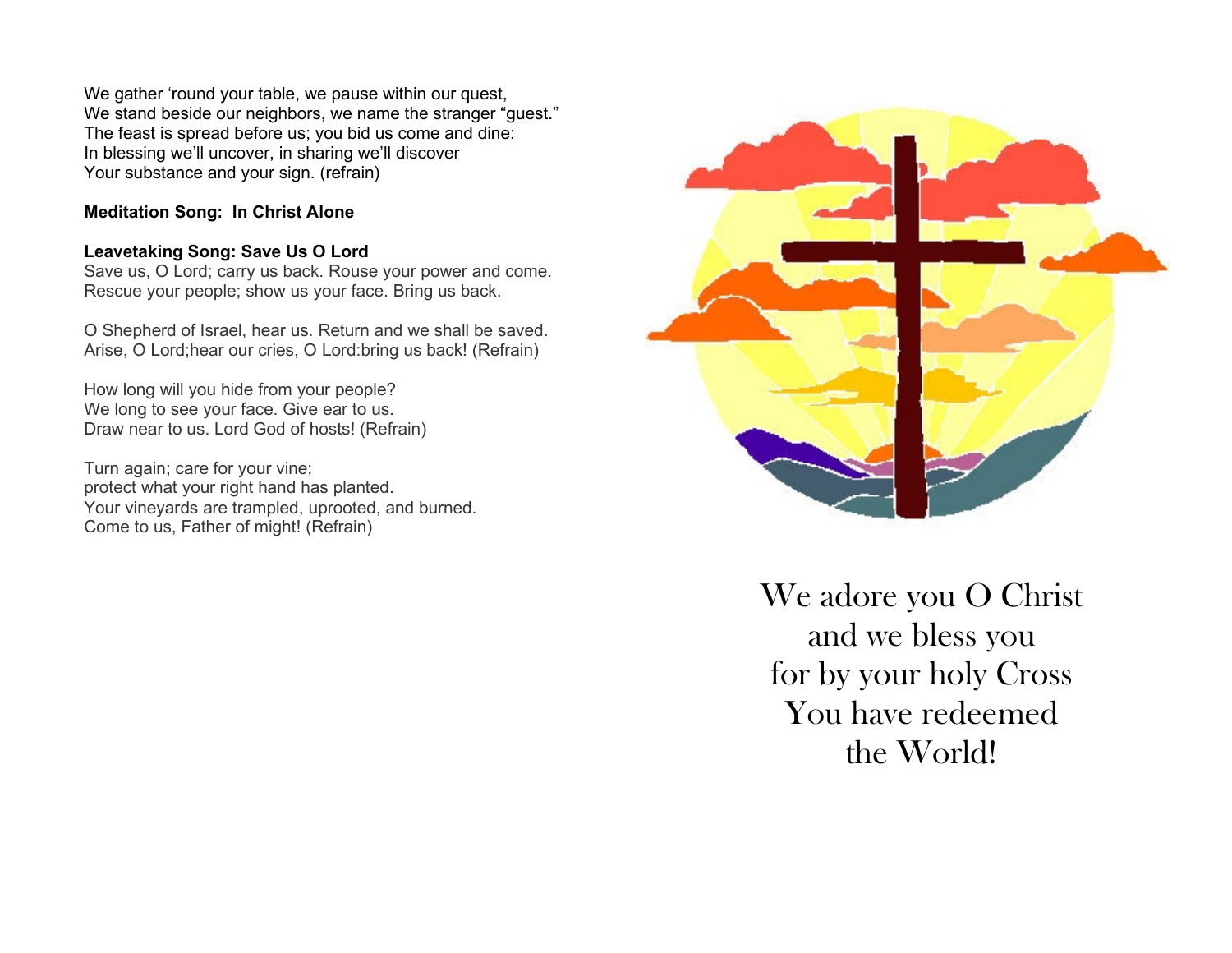We gather 'round your table, we pause within our quest,
We stand beside our neighbors, we name the stranger "guest."
The feast is spread before us; you bid us come and dine:
In blessing we'll uncover, in sharing we'll discover
Your substance and your sign. (refrain)

**Meditation Song: In Christ Alone**

**Leavetaking Song: Save Us O Lord**

Save us, O Lord; carry us back. Rouse your power and come.
Rescue your people; show us your face. Bring us back.

O Shepherd of Israel, hear us. Return and we shall be saved.
Arise, O Lord;hear our cries, O Lord:bring us back! (Refrain)

How long will you hide from your people?
We long to see your face. Give ear to us.
Draw near to us. Lord God of hosts! (Refrain)

Turn again; care for your vine;
protect what your right hand has planted.
Your vineyards are trampled, uprooted, and burned.
Come to us, Father of might! (Refrain)

We adore you O Christ
and we bless you
for by your holy Cross
You have redeemed
the World!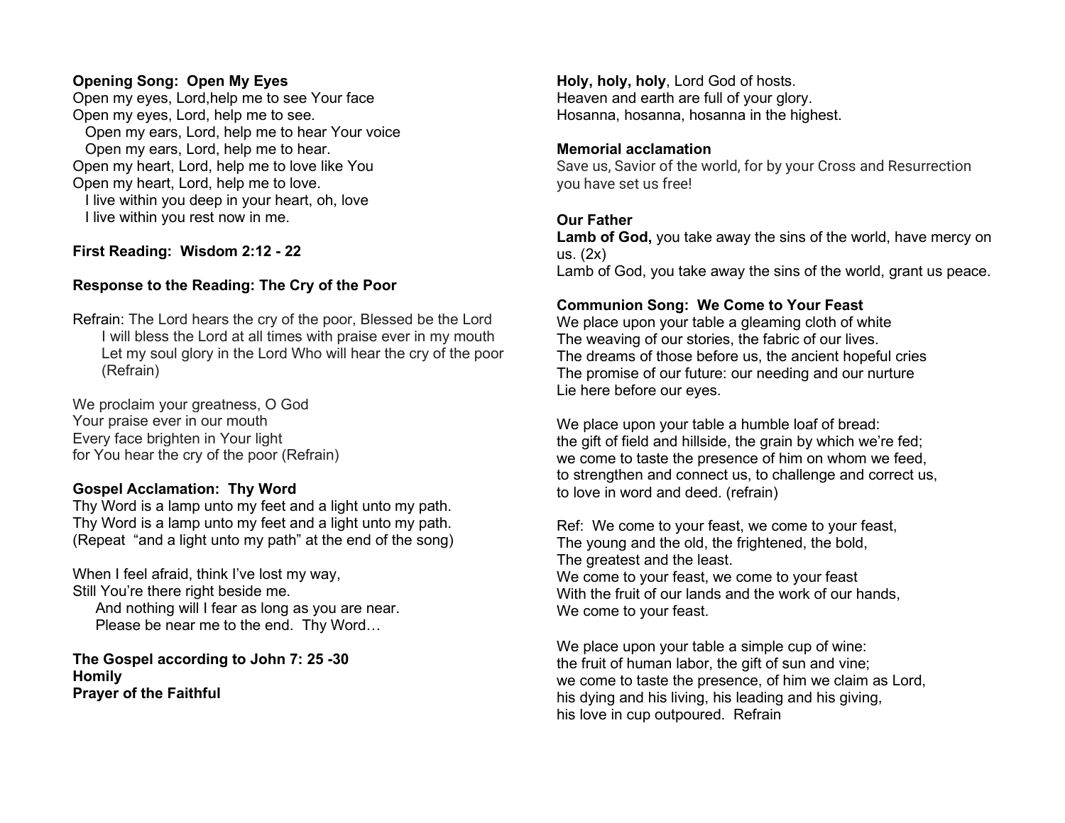**Opening Song: Open My Eyes**
Open my eyes, Lord,help me to see Your face
Open my eyes, Lord, help me to see.
Open my ears, Lord, help me to hear Your voice
Open my ears, Lord, help me to hear.
Open my heart, Lord, help me to love like You
Open my heart, Lord, help me to love.
I live within you deep in your heart, oh, love
I live within you rest now in me.

**First Reading: Wisdom 2:12 - 22**

**Response to the Reading: The Cry of the Poor**

Refrain: The Lord hears the cry of the poor, Blessed be the Lord
I will bless the Lord at all times with praise ever in my mouth
Let my soul glory in the Lord Who will hear the cry of the poor
(Refrain)

We proclaim your greatness, O God
Your praise ever in our mouth
Every face brighten in Your light
for You hear the cry of the poor (Refrain)

**Gospel Acclamation: Thy Word**
Thy Word is a lamp unto my feet and a light unto my path.
Thy Word is a lamp unto my feet and a light unto my path.
(Repeat "and a light unto my path" at the end of the song)

When I feel afraid, think I've lost my way,
Still You're there right beside me.
And nothing will I fear as long as you are near.
Please be near me to the end. Thy Word…

**The Gospel according to John 7: 25 -30**
**Homily**
**Prayer of the Faithful**

**Holy, holy, holy**, Lord God of hosts.
Heaven and earth are full of your glory.
Hosanna, hosanna, hosanna in the highest.

**Memorial acclamation**
Save us, Savior of the world, for by your Cross and Resurrection you have set us free!

**Our Father**
**Lamb of God,** you take away the sins of the world, have mercy on us. (2x)
Lamb of God, you take away the sins of the world, grant us peace.

**Communion Song: We Come to Your Feast**
We place upon your table a gleaming cloth of white
The weaving of our stories, the fabric of our lives.
The dreams of those before us, the ancient hopeful cries
The promise of our future: our needing and our nurture
Lie here before our eyes.

We place upon your table a humble loaf of bread:
the gift of field and hillside, the grain by which we're fed;
we come to taste the presence of him on whom we feed,
to strengthen and connect us, to challenge and correct us,
to love in word and deed. (refrain)

Ref: We come to your feast, we come to your feast,
The young and the old, the frightened, the bold,
The greatest and the least.
We come to your feast, we come to your feast
With the fruit of our lands and the work of our hands,
We come to your feast.

We place upon your table a simple cup of wine:
the fruit of human labor, the gift of sun and vine;
we come to taste the presence, of him we claim as Lord,
his dying and his living, his leading and his giving,
his love in cup outpoured. Refrain